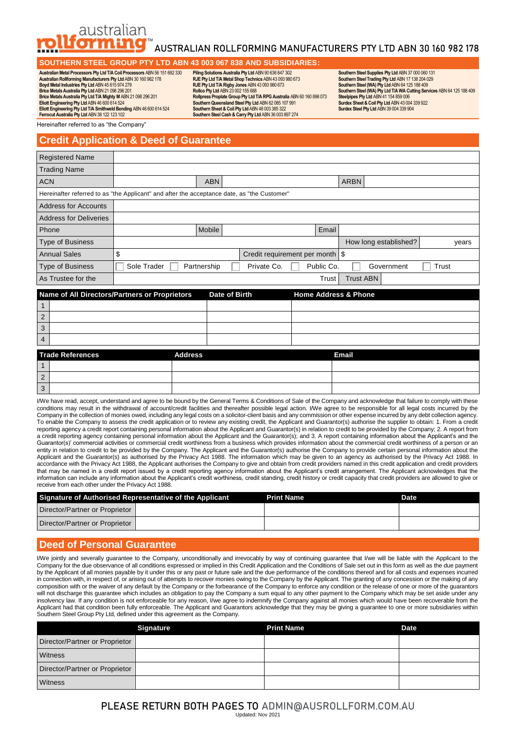australian rollforming™

# AUSTRALIAN ROLLFORMING MANUFACTURERS PTY LTD ABN 30 160 982 178

**SOUTHERN STEEL GROUP PTY LTD ABN 43 003 067 838 AND SUBSIDIARIES:**

**Australian Metal Processors Pty Ltd T/A Coil Processors** ABN 56 151 692 330
**Australian Rollforming Manufacturers Pty Ltd** ABN 30 160 982 178
**Boyd Metal Industries Pty Ltd** ABN 45 615 974 279
**Brice Metals Australia Pty Ltd** ABN 21 098 296 201
**Brice Metals Australia Pty Ltd T/A Mighty M** ABN 21 098 296 201
**Eliott Engineering Pty Ltd** ABN 46 600 614 524
**Eliott Engineering Pty Ltd T/A Smithweld Bending** ABN 46 600 614 524
**Ferrocut Australia Pty Ltd** ABN 38 122 123 102
**Piling Solutions Australia Pty Ltd** ABN 90 636 847 302
**RJE Pty Ltd T/A Metal Shop Technics** ABN 43 093 980 673
**RJE Pty Ltd T/A Rigby Jones** ABN 43 093 980 673
**Rollco Pty Ltd** ABN 23 002 155 688
**Rollpress Proplate Group Pty Ltd T/A RPG Australia** ABN 60 160 898 073
**Southern Queensland Steel Pty Ltd** ABN 62 085 107 991
**Southern Sheet & Coil Pty Ltd** ABN 48 003 385 322
**Southern Steel Cash & Carry Pty Ltd** ABN 36 003 897 274
**Southern Steel Supplies Pty Ltd** ABN 37 000 060 131
**Southern Steel Trading Pty Ltd** ABN 17 138 204 029
**Southern Steel (WA) Pty Ltd** ABN 64 125 188 409
**Southern Steel (WA) Pty Ltd T/A WA Cutting Services** ABN 64 125 188 409
**Steelpipes Pty Ltd** ABN 41 154 859 006
**Surdex Sheet & Coil Pty Ltd** ABN 43 004 339 922
**Surdex Steel Pty Ltd** ABN 39 004 339 904

Hereinafter referred to as "the Company"

## Credit Application & Deed of Guarantee

| | | | | | |
|---|---|---|---|---|---|
| Registered Name | | | | | |
| Trading Name | | | | | |
| ACN | | ABN | | ARBN | |
| Hereinafter referred to as "the Applicant" and after the acceptance date, as "the Customer" | | | | | |
| Address for Accounts | | | | | |
| Address for Deliveries | | | | | |
| Phone | | Mobile | | Email | |
| Type of Business | | | | How long established? | years |
| Annual Sales | $ | Credit requirement per month | $ | | |
| Type of Business | ☐ Sole Trader | ☐ Partnership | ☐ Private Co. | ☐ Public Co. | ☐ Government ☐ Trust |
| As Trustee for the | | | Trust | Trust ABN | |

| | Name of All Directors/Partners or Proprietors | Date of Birth | Home Address & Phone |
|---|---|---|---|
| 1 | | | |
| 2 | | | |
| 3 | | | |
| 4 | | | |

| | Trade References | Address | Email |
|---|---|---|---|
| 1 | | | |
| 2 | | | |
| 3 | | | |

I/We have read, accept, understand and agree to be bound by the General Terms & Conditions of Sale of the Company and acknowledge that failure to comply with these conditions may result in the withdrawal of account/credit facilities and thereafter possible legal action. I/We agree to be responsible for all legal costs incurred by the Company in the collection of monies owed, including any legal costs on a solicitor-client basis and any commission or other expense incurred by any debt collection agency. To enable the Company to assess the credit application or to review any existing credit, the Applicant and Guarantor(s) authorise the supplier to obtain: 1. From a credit reporting agency a credit report containing personal information about the Applicant and Guarantor(s) in relation to credit to be provided by the Company; 2. A report from a credit reporting agency containing personal information about the Applicant and the Guarantor(s); and 3. A report containing information about the Applicant's and the Guarantor(s)' commercial activities or commercial credit worthiness from a business which provides information about the commercial credit worthiness of a person or an entity in relation to credit to be provided by the Company. The Applicant and the Guarantor(s) authorise the Company to provide certain personal information about the Applicant and the Guarantor(s) as authorised by the Privacy Act 1988. The information which may be given to an agency as authorised by the Privacy Act 1988. In accordance with the Privacy Act 1988, the Applicant authorises the Company to give and obtain from credit providers named in this credit application and credit providers that may be named in a credit report issued by a credit reporting agency information about the Applicant's credit arrangement. The Applicant acknowledges that the information can include any information about the Applicant's credit worthiness, credit standing, credit history or credit capacity that credit providers are allowed to give or receive from each other under the Privacy Act 1988.

| Signature of Authorised Representative of the Applicant | | Print Name | Date |
|---|---|---|---|
| Director/Partner or Proprietor | | | |
| Director/Partner or Proprietor | | | |

## Deed of Personal Guarantee

I/We jointly and severally guarantee to the Company, unconditionally and irrevocably by way of continuing guarantee that I/we will be liable with the Applicant to the Company for the due observance of all conditions expressed or implied in this Credit Application and the Conditions of Sale set out in this form as well as the due payment by the Applicant of all monies payable by it under this or any past or future sale and the due performance of the conditions thereof and for all costs and expenses incurred in connection with, in respect of, or arising out of attempts to recover monies owing to the Company by the Applicant. The granting of any concession or the making of any composition with or the waiver of any default by the Company or the forbearance of the Company to enforce any condition or the release of one or more of the guarantors will not discharge this guarantee which includes an obligation to pay the Company a sum equal to any other payment to the Company which may be set aside under any insolvency law. If any condition is not enforceable for any reason, I/we agree to indemnify the Company against all monies which would have been recoverable from the Applicant had that condition been fully enforceable. The Applicant and Guarantors acknowledge that they may be giving a guarantee to one or more subsidiaries within Southern Steel Group Pty Ltd, defined under this agreement as the Company.

| | Signature | Print Name | Date |
|---|---|---|---|
| Director/Partner or Proprietor | | | |
| Witness | | | |
| Director/Partner or Proprietor | | | |
| Witness | | | |

PLEASE RETURN BOTH PAGES TO ADMIN@AUSROLLFORM.COM.AU

Updated: Nov 2021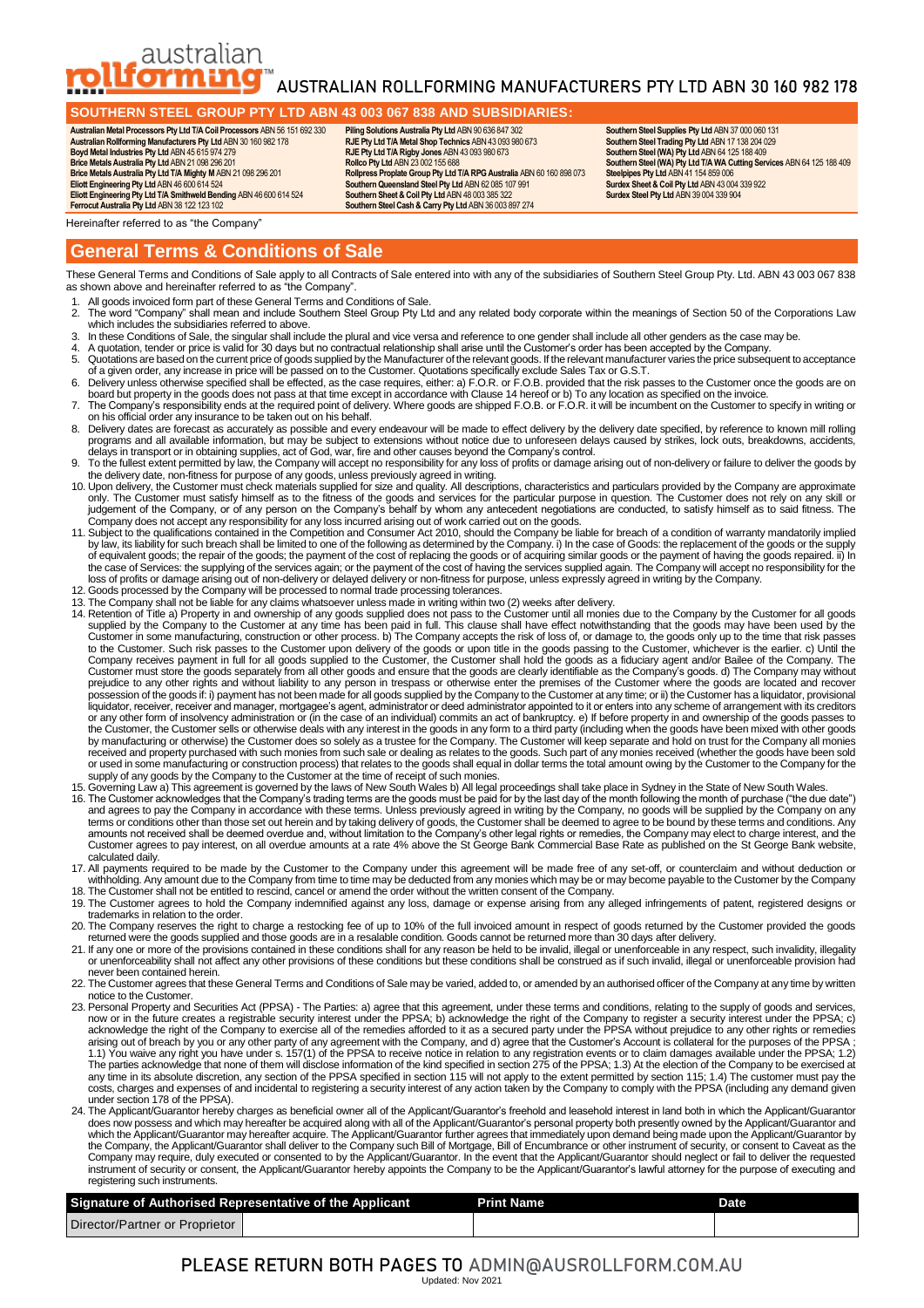australian rollforming™ AUSTRALIAN ROLLFORMING MANUFACTURERS PTY LTD ABN 30 160 982 178

## SOUTHERN STEEL GROUP PTY LTD ABN 43 003 067 838 AND SUBSIDIARIES:

**Australian Metal Processors Pty Ltd T/A Coil Processors** ABN 56 151 692 330
**Australian Rollforming Manufacturers Pty Ltd** ABN 30 160 982 178
**Boyd Metal Industries Pty Ltd** ABN 45 615 974 279
**Brice Metals Australia Pty Ltd** ABN 21 098 296 201
**Brice Metals Australia Pty Ltd T/A Mighty M** ABN 21 098 296 201
**Eliott Engineering Pty Ltd** ABN 46 600 614 524
**Eliott Engineering Pty Ltd T/A Smithweld Bending** ABN 46 600 614 524
**Ferrocut Australia Pty Ltd** ABN 38 122 123 102
**Piling Solutions Australia Pty Ltd** ABN 90 636 847 302
**RJE Pty Ltd T/A Metal Shop Technics** ABN 43 093 980 673
**RJE Pty Ltd T/A Rigby Jones** ABN 43 093 980 673
**Rollco Pty Ltd** ABN 23 002 155 688
**Rollpress Proplate Group Pty Ltd T/A RPG Australia** ABN 60 160 898 073
**Southern Queensland Steel Pty Ltd** ABN 62 085 107 991
**Southern Sheet & Coil Pty Ltd** ABN 48 003 385 322
**Southern Steel Cash & Carry Pty Ltd** ABN 36 003 897 274
**Southern Steel Supplies Pty Ltd** ABN 37 000 060 131
**Southern Steel Trading Pty Ltd** ABN 17 138 204 029
**Southern Steel (WA) Pty Ltd** ABN 64 125 188 409
**Southern Steel (WA) Pty Ltd T/A WA Cutting Services** ABN 64 125 188 409
**Steelpipes Pty Ltd** ABN 41 154 859 006
**Surdex Sheet & Coil Pty Ltd** ABN 43 004 339 922
**Surdex Steel Pty Ltd** ABN 39 004 339 904

Hereinafter referred to as "the Company"

# General Terms & Conditions of Sale

These General Terms and Conditions of Sale apply to all Contracts of Sale entered into with any of the subsidiaries of Southern Steel Group Pty. Ltd. ABN 43 003 067 838 as shown above and hereinafter referred to as "the Company".

1. All goods invoiced form part of these General Terms and Conditions of Sale.
2. The word "Company" shall mean and include Southern Steel Group Pty Ltd and any related body corporate within the meanings of Section 50 of the Corporations Law which includes the subsidiaries referred to above.
3. In these Conditions of Sale, the singular shall include the plural and vice versa and reference to one gender shall include all other genders as the case may be.
4. A quotation, tender or price is valid for 30 days but no contractual relationship shall arise until the Customer's order has been accepted by the Company.
5. Quotations are based on the current price of goods supplied by the Manufacturer of the relevant goods. If the relevant manufacturer varies the price subsequent to acceptance of a given order, any increase in price will be passed on to the Customer. Quotations specifically exclude Sales Tax or G.S.T.
6. Delivery unless otherwise specified shall be effected, as the case requires, either: a) F.O.R. or F.O.B. provided that the risk passes to the Customer once the goods are on board but property in the goods does not pass at that time except in accordance with Clause 14 hereof or b) To any location as specified on the invoice.
7. The Company's responsibility ends at the required point of delivery. Where goods are shipped F.O.B. or F.O.R. it will be incumbent on the Customer to specify in writing or on his official order any insurance to be taken out on his behalf.
8. Delivery dates are forecast as accurately as possible and every endeavour will be made to effect delivery by the delivery date specified, by reference to known mill rolling programs and all available information, but may be subject to extensions without notice due to unforeseen delays caused by strikes, lock outs, breakdowns, accidents, delays in transport or in obtaining supplies, act of God, war, fire and other causes beyond the Company's control.
9. To the fullest extent permitted by law, the Company will accept no responsibility for any loss of profits or damage arising out of non-delivery or failure to deliver the goods by the delivery date, non-fitness for purpose of any goods, unless previously agreed in writing.
10. Upon delivery, the Customer must check materials supplied for size and quality. All descriptions, characteristics and particulars provided by the Company are approximate only. The Customer must satisfy himself as to the fitness of the goods and services for the particular purpose in question. The Customer does not rely on any skill or judgement of the Company, or of any person on the Company's behalf by whom any antecedent negotiations are conducted, to satisfy himself as to said fitness. The Company does not accept any responsibility for any loss incurred arising out of work carried out on the goods.
11. Subject to the qualifications contained in the Competition and Consumer Act 2010, should the Company be liable for breach of a condition of warranty mandatorily implied by law, its liability for such breach shall be limited to one of the following as determined by the Company. i) In the case of Goods: the replacement of the goods or the supply of equivalent goods; the repair of the goods; the payment of the cost of replacing the goods or of acquiring similar goods or the payment of having the goods repaired. ii) In the case of Services: the supplying of the services again; or the payment of the cost of having the services supplied again. The Company will accept no responsibility for the loss of profits or damage arising out of non-delivery or delayed delivery or non-fitness for purpose, unless expressly agreed in writing by the Company.
12. Goods processed by the Company will be processed to normal trade processing tolerances.
13. The Company shall not be liable for any claims whatsoever unless made in writing within two (2) weeks after delivery.
14. Retention of Title a) Property in and ownership of any goods supplied does not pass to the Customer until all monies due to the Company by the Customer for all goods supplied by the Company to the Customer at any time has been paid in full. This clause shall have effect notwithstanding that the goods may have been used by the Customer in some manufacturing, construction or other process. b) The Company accepts the risk of loss of, or damage to, the goods only up to the time that risk passes to the Customer. Such risk passes to the Customer upon delivery of the goods or upon title in the goods passing to the Customer, whichever is the earlier. c) Until the Company receives payment in full for all goods supplied to the Customer, the Customer shall hold the goods as a fiduciary agent and/or Bailee of the Company. The Customer must store the goods separately from all other goods and ensure that the goods are clearly identifiable as the Company's goods. d) The Company may without prejudice to any other rights and without liability to any person in trespass or otherwise enter the premises of the Customer where the goods are located and recover possession of the goods if: i) payment has not been made for all goods supplied by the Company to the Customer at any time; or ii) the Customer has a liquidator, provisional liquidator, receiver, receiver and manager, mortgagee's agent, administrator or deed administrator appointed to it or enters into any scheme of arrangement with its creditors or any other form of insolvency administration or (in the case of an individual) commits an act of bankruptcy. e) If before property in and ownership of the goods passes to the Customer, the Customer sells or otherwise deals with any interest in the goods in any form to a third party (including when the goods have been mixed with other goods by manufacturing or otherwise) the Customer does so solely as a trustee for the Company. The Customer will keep separate and hold on trust for the Company all monies received and property purchased with such monies from such sale or dealing as relates to the goods. Such part of any monies received (whether the goods have been sold or used in some manufacturing or construction process) that relates to the goods shall equal in dollar terms the total amount owing by the Customer to the Company for the supply of any goods by the Company to the Customer at the time of receipt of such monies.
15. Governing Law a) This agreement is governed by the laws of New South Wales b) All legal proceedings shall take place in Sydney in the State of New South Wales.
16. The Customer acknowledges that the Company's trading terms are the goods must be paid for by the last day of the month following the month of purchase ("the due date") and agrees to pay the Company in accordance with these terms. Unless previously agreed in writing by the Company, no goods will be supplied by the Company on any terms or conditions other than those set out herein and by taking delivery of goods, the Customer shall be deemed to agree to be bound by these terms and conditions. Any amounts not received shall be deemed overdue and, without limitation to the Company's other legal rights or remedies, the Company may elect to charge interest, and the Customer agrees to pay interest, on all overdue amounts at a rate 4% above the St George Bank Commercial Base Rate as published on the St George Bank website, calculated daily.
17. All payments required to be made by the Customer to the Company under this agreement will be made free of any set-off, or counterclaim and without deduction or withholding. Any amount due to the Company from time to time may be deducted from any monies which may be or may become payable to the Customer by the Company
18. The Customer shall not be entitled to rescind, cancel or amend the order without the written consent of the Company.
19. The Customer agrees to hold the Company indemnified against any loss, damage or expense arising from any alleged infringements of patent, registered designs or trademarks in relation to the order.
20. The Company reserves the right to charge a restocking fee of up to 10% of the full invoiced amount in respect of goods returned by the Customer provided the goods returned were the goods supplied and those goods are in a resalable condition. Goods cannot be returned more than 30 days after delivery.
21. If any one or more of the provisions contained in these conditions shall for any reason be held to be invalid, illegal or unenforceable in any respect, such invalidity, illegality or unenforceability shall not affect any other provisions of these conditions but these conditions shall be construed as if such invalid, illegal or unenforceable provision had never been contained herein.
22. The Customer agrees that these General Terms and Conditions of Sale may be varied, added to, or amended by an authorised officer of the Company at any time by written notice to the Customer.
23. Personal Property and Securities Act (PPSA) - The Parties: a) agree that this agreement, under these terms and conditions, relating to the supply of goods and services, now or in the future creates a registrable security interest under the PPSA; b) acknowledge the right of the Company to register a security interest under the PPSA; c) acknowledge the right of the Company to exercise all of the remedies afforded to it as a secured party under the PPSA without prejudice to any other rights or remedies arising out of breach by you or any other party of any agreement with the Company, and d) agree that the Customer's Account is collateral for the purposes of the PPSA ; 1.1) You waive any right you have under s. 157(1) of the PPSA to receive notice in relation to any registration events or to claim damages available under the PPSA; 1.2) The parties acknowledge that none of them will disclose information of the kind specified in section 275 of the PPSA; 1.3) At the election of the Company to be exercised at any time in its absolute discretion, any section of the PPSA specified in section 115 will not apply to the extent permitted by section 115; 1.4) The customer must pay the costs, charges and expenses of and incidental to registering a security interest of any action taken by the Company to comply with the PPSA (including any demand given under section 178 of the PPSA).
24. The Applicant/Guarantor hereby charges as beneficial owner all of the Applicant/Guarantor's freehold and leasehold interest in land both in which the Applicant/Guarantor does now possess and which may hereafter be acquired along with all of the Applicant/Guarantor's personal property both presently owned by the Applicant/Guarantor and which the Applicant/Guarantor may hereafter acquire. The Applicant/Guarantor further agrees that immediately upon demand being made upon the Applicant/Guarantor by the Company, the Applicant/Guarantor shall deliver to the Company such Bill of Mortgage, Bill of Encumbrance or other instrument of security, or consent to Caveat as the Company may require, duly executed or consented to by the Applicant/Guarantor. In the event that the Applicant/Guarantor should neglect or fail to deliver the requested instrument of security or consent, the Applicant/Guarantor hereby appoints the Company to be the Applicant/Guarantor's lawful attorney for the purpose of executing and registering such instruments.

| Signature of Authorised Representative of the Applicant | | Print Name | Date |
|---|---|---|---|
| Director/Partner or Proprietor | | | |

PLEASE RETURN BOTH PAGES TO ADMIN@AUSROLLFORM.COM.AU

Updated: Nov 2021